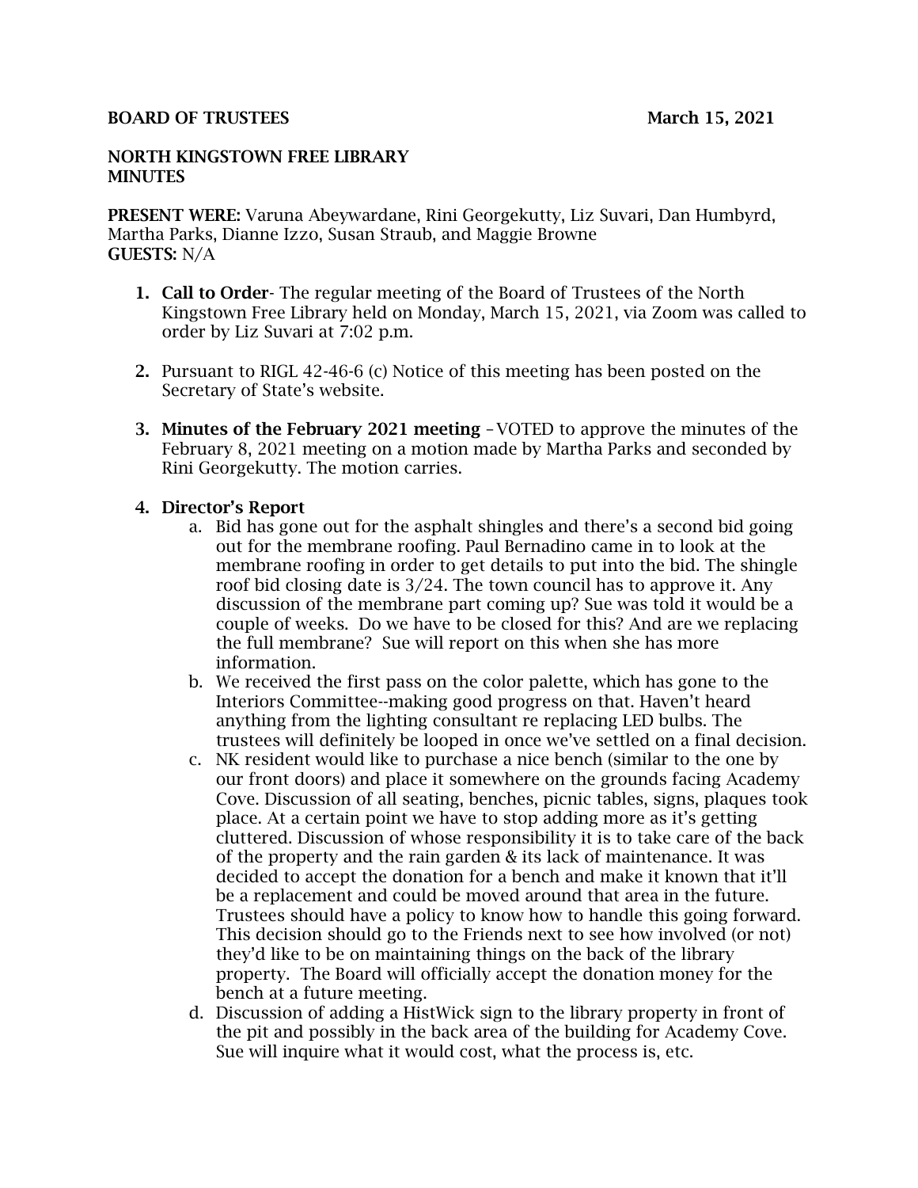**BOARD OF TRUSTEES** **March 15, 2021**

**NORTH KINGSTOWN FREE LIBRARY**
**MINUTES**

**PRESENT WERE:** Varuna Abeywardane, Rini Georgekutty, Liz Suvari, Dan Humbyrd, Martha Parks, Dianne Izzo, Susan Straub, and Maggie Browne
**GUESTS:** N/A

1. **Call to Order**- The regular meeting of the Board of Trustees of the North Kingstown Free Library held on Monday, March 15, 2021, via Zoom was called to order by Liz Suvari at 7:02 p.m.

2. Pursuant to RIGL 42-46-6 (c) Notice of this meeting has been posted on the Secretary of State's website.

3. **Minutes of the February 2021 meeting** – VOTED to approve the minutes of the February 8, 2021 meeting on a motion made by Martha Parks and seconded by Rini Georgekutty. The motion carries.

4. **Director's Report**
   a. Bid has gone out for the asphalt shingles and there's a second bid going out for the membrane roofing. Paul Bernadino came in to look at the membrane roofing in order to get details to put into the bid. The shingle roof bid closing date is 3/24. The town council has to approve it. Any discussion of the membrane part coming up? Sue was told it would be a couple of weeks. Do we have to be closed for this? And are we replacing the full membrane? Sue will report on this when she has more information.
   b. We received the first pass on the color palette, which has gone to the Interiors Committee--making good progress on that. Haven't heard anything from the lighting consultant re replacing LED bulbs. The trustees will definitely be looped in once we've settled on a final decision.
   c. NK resident would like to purchase a nice bench (similar to the one by our front doors) and place it somewhere on the grounds facing Academy Cove. Discussion of all seating, benches, picnic tables, signs, plaques took place. At a certain point we have to stop adding more as it's getting cluttered. Discussion of whose responsibility it is to take care of the back of the property and the rain garden & its lack of maintenance. It was decided to accept the donation for a bench and make it known that it'll be a replacement and could be moved around that area in the future. Trustees should have a policy to know how to handle this going forward. This decision should go to the Friends next to see how involved (or not) they'd like to be on maintaining things on the back of the library property. The Board will officially accept the donation money for the bench at a future meeting.
   d. Discussion of adding a HistWick sign to the library property in front of the pit and possibly in the back area of the building for Academy Cove. Sue will inquire what it would cost, what the process is, etc.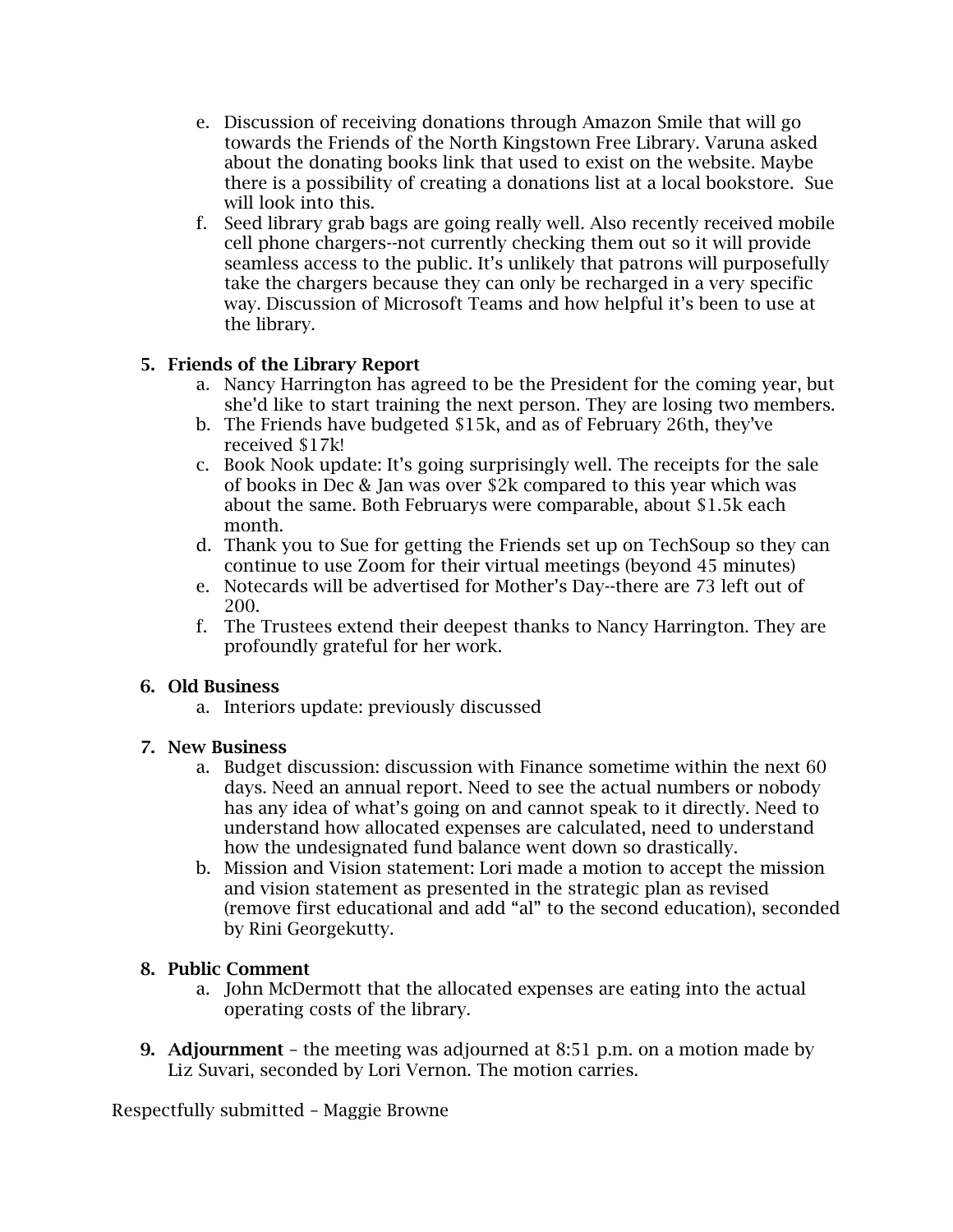e. Discussion of receiving donations through Amazon Smile that will go towards the Friends of the North Kingstown Free Library. Varuna asked about the donating books link that used to exist on the website. Maybe there is a possibility of creating a donations list at a local bookstore. Sue will look into this.
   f. Seed library grab bags are going really well. Also recently received mobile cell phone chargers--not currently checking them out so it will provide seamless access to the public. It's unlikely that patrons will purposefully take the chargers because they can only be recharged in a very specific way. Discussion of Microsoft Teams and how helpful it's been to use at the library.

5. **Friends of the Library Report**
   a. Nancy Harrington has agreed to be the President for the coming year, but she'd like to start training the next person. They are losing two members.
   b. The Friends have budgeted $15k, and as of February 26th, they've received $17k!
   c. Book Nook update: It's going surprisingly well. The receipts for the sale of books in Dec & Jan was over $2k compared to this year which was about the same. Both Februarys were comparable, about $1.5k each month.
   d. Thank you to Sue for getting the Friends set up on TechSoup so they can continue to use Zoom for their virtual meetings (beyond 45 minutes)
   e. Notecards will be advertised for Mother's Day--there are 73 left out of 200.
   f. The Trustees extend their deepest thanks to Nancy Harrington. They are profoundly grateful for her work.

6. **Old Business**
   a. Interiors update: previously discussed

7. **New Business**
   a. Budget discussion: discussion with Finance sometime within the next 60 days. Need an annual report. Need to see the actual numbers or nobody has any idea of what's going on and cannot speak to it directly. Need to understand how allocated expenses are calculated, need to understand how the undesignated fund balance went down so drastically.
   b. Mission and Vision statement: Lori made a motion to accept the mission and vision statement as presented in the strategic plan as revised (remove first educational and add "al" to the second education), seconded by Rini Georgekutty.

8. **Public Comment**
   a. John McDermott that the allocated expenses are eating into the actual operating costs of the library.

9. **Adjournment** – the meeting was adjourned at 8:51 p.m. on a motion made by Liz Suvari, seconded by Lori Vernon. The motion carries.

Respectfully submitted – Maggie Browne